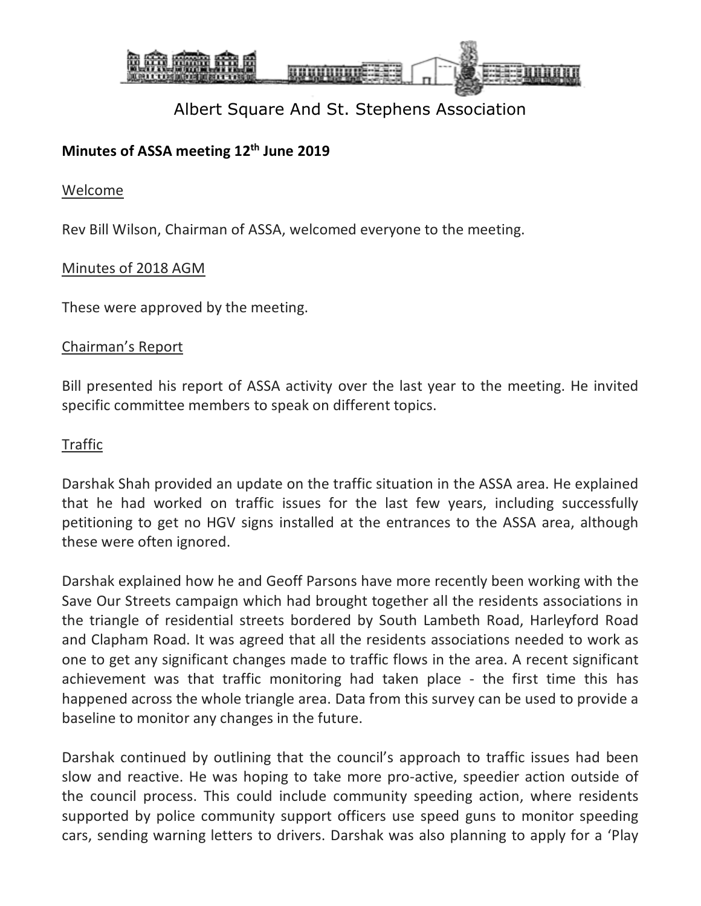# Albert Square And St. Stephens Association

**Minutes of ASSA meeting 12th June 2019**

## Welcome

Rev Bill Wilson, Chairman of ASSA, welcomed everyone to the meeting.

## Minutes of 2018 AGM

These were approved by the meeting.

## Chairman's Report

Bill presented his report of ASSA activity over the last year to the meeting. He invited specific committee members to speak on different topics.

## Traffic

Darshak Shah provided an update on the traffic situation in the ASSA area. He explained that he had worked on traffic issues for the last few years, including successfully petitioning to get no HGV signs installed at the entrances to the ASSA area, although these were often ignored.

Darshak explained how he and Geoff Parsons have more recently been working with the Save Our Streets campaign which had brought together all the residents associations in the triangle of residential streets bordered by South Lambeth Road, Harleyford Road and Clapham Road. It was agreed that all the residents associations needed to work as one to get any significant changes made to traffic flows in the area. A recent significant achievement was that traffic monitoring had taken place - the first time this has happened across the whole triangle area. Data from this survey can be used to provide a baseline to monitor any changes in the future.

Darshak continued by outlining that the council's approach to traffic issues had been slow and reactive. He was hoping to take more pro-active, speedier action outside of the council process. This could include community speeding action, where residents supported by police community support officers use speed guns to monitor speeding cars, sending warning letters to drivers. Darshak was also planning to apply for a 'Play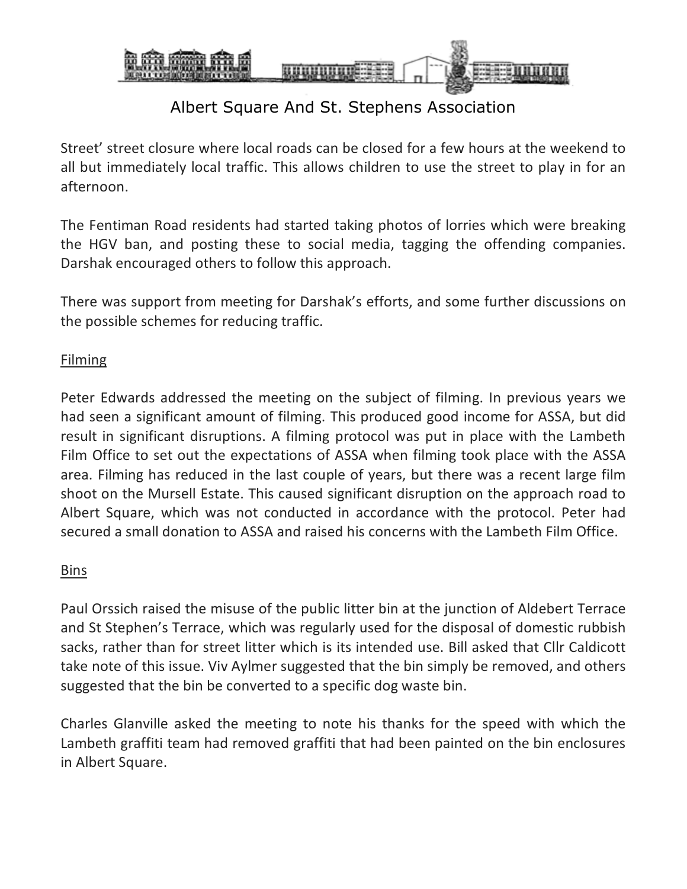Street' street closure where local roads can be closed for a few hours at the weekend to all but immediately local traffic. This allows children to use the street to play in for an afternoon.

The Fentiman Road residents had started taking photos of lorries which were breaking the HGV ban, and posting these to social media, tagging the offending companies. Darshak encouraged others to follow this approach.

There was support from meeting for Darshak's efforts, and some further discussions on the possible schemes for reducing traffic.

## Filming

Peter Edwards addressed the meeting on the subject of filming. In previous years we had seen a significant amount of filming. This produced good income for ASSA, but did result in significant disruptions. A filming protocol was put in place with the Lambeth Film Office to set out the expectations of ASSA when filming took place with the ASSA area. Filming has reduced in the last couple of years, but there was a recent large film shoot on the Mursell Estate. This caused significant disruption on the approach road to Albert Square, which was not conducted in accordance with the protocol. Peter had secured a small donation to ASSA and raised his concerns with the Lambeth Film Office.

## Bins

Paul Orssich raised the misuse of the public litter bin at the junction of Aldebert Terrace and St Stephen's Terrace, which was regularly used for the disposal of domestic rubbish sacks, rather than for street litter which is its intended use. Bill asked that Cllr Caldicott take note of this issue. Viv Aylmer suggested that the bin simply be removed, and others suggested that the bin be converted to a specific dog waste bin.

Charles Glanville asked the meeting to note his thanks for the speed with which the Lambeth graffiti team had removed graffiti that had been painted on the bin enclosures in Albert Square.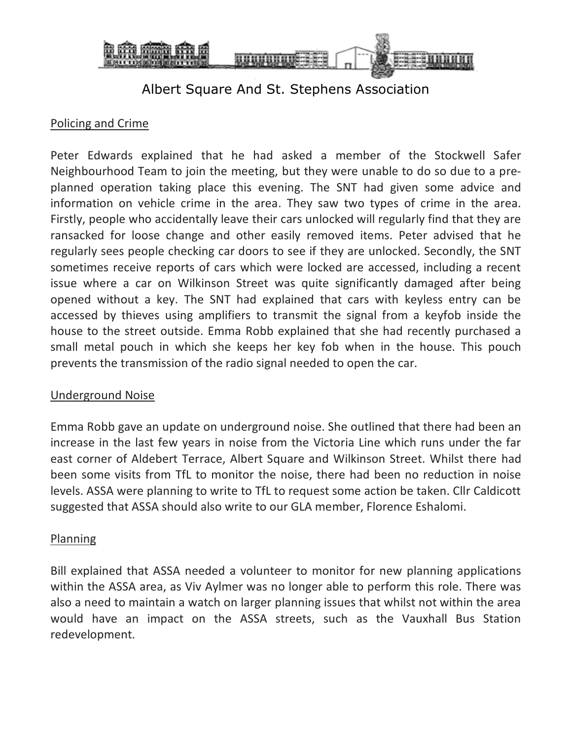Albert Square And St. Stephens Association

## Policing and Crime

Peter Edwards explained that he had asked a member of the Stockwell Safer Neighbourhood Team to join the meeting, but they were unable to do so due to a pre-planned operation taking place this evening. The SNT had given some advice and information on vehicle crime in the area. They saw two types of crime in the area. Firstly, people who accidentally leave their cars unlocked will regularly find that they are ransacked for loose change and other easily removed items. Peter advised that he regularly sees people checking car doors to see if they are unlocked. Secondly, the SNT sometimes receive reports of cars which were locked are accessed, including a recent issue where a car on Wilkinson Street was quite significantly damaged after being opened without a key. The SNT had explained that cars with keyless entry can be accessed by thieves using amplifiers to transmit the signal from a keyfob inside the house to the street outside. Emma Robb explained that she had recently purchased a small metal pouch in which she keeps her key fob when in the house. This pouch prevents the transmission of the radio signal needed to open the car.

## Underground Noise

Emma Robb gave an update on underground noise. She outlined that there had been an increase in the last few years in noise from the Victoria Line which runs under the far east corner of Aldebert Terrace, Albert Square and Wilkinson Street. Whilst there had been some visits from TfL to monitor the noise, there had been no reduction in noise levels. ASSA were planning to write to TfL to request some action be taken. Cllr Caldicott suggested that ASSA should also write to our GLA member, Florence Eshalomi.

## Planning

Bill explained that ASSA needed a volunteer to monitor for new planning applications within the ASSA area, as Viv Aylmer was no longer able to perform this role. There was also a need to maintain a watch on larger planning issues that whilst not within the area would have an impact on the ASSA streets, such as the Vauxhall Bus Station redevelopment.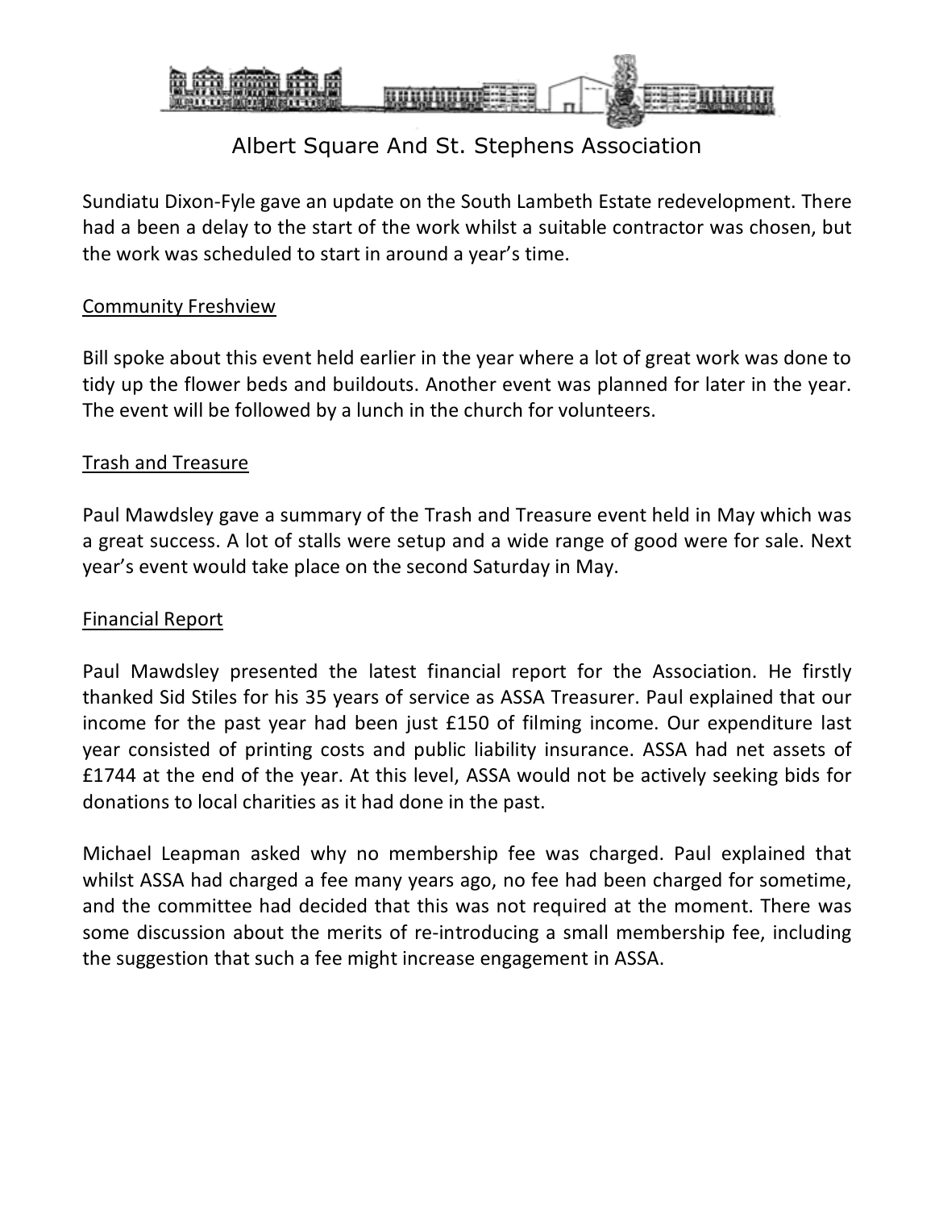Sundiatu Dixon-Fyle gave an update on the South Lambeth Estate redevelopment. There had a been a delay to the start of the work whilst a suitable contractor was chosen, but the work was scheduled to start in around a year's time.

<u>Community Freshview</u>

Bill spoke about this event held earlier in the year where a lot of great work was done to tidy up the flower beds and buildouts. Another event was planned for later in the year. The event will be followed by a lunch in the church for volunteers.

<u>Trash and Treasure</u>

Paul Mawdsley gave a summary of the Trash and Treasure event held in May which was a great success. A lot of stalls were setup and a wide range of good were for sale. Next year's event would take place on the second Saturday in May.

<u>Financial Report</u>

Paul Mawdsley presented the latest financial report for the Association. He firstly thanked Sid Stiles for his 35 years of service as ASSA Treasurer. Paul explained that our income for the past year had been just £150 of filming income. Our expenditure last year consisted of printing costs and public liability insurance. ASSA had net assets of £1744 at the end of the year. At this level, ASSA would not be actively seeking bids for donations to local charities as it had done in the past.

Michael Leapman asked why no membership fee was charged. Paul explained that whilst ASSA had charged a fee many years ago, no fee had been charged for sometime, and the committee had decided that this was not required at the moment. There was some discussion about the merits of re-introducing a small membership fee, including the suggestion that such a fee might increase engagement in ASSA.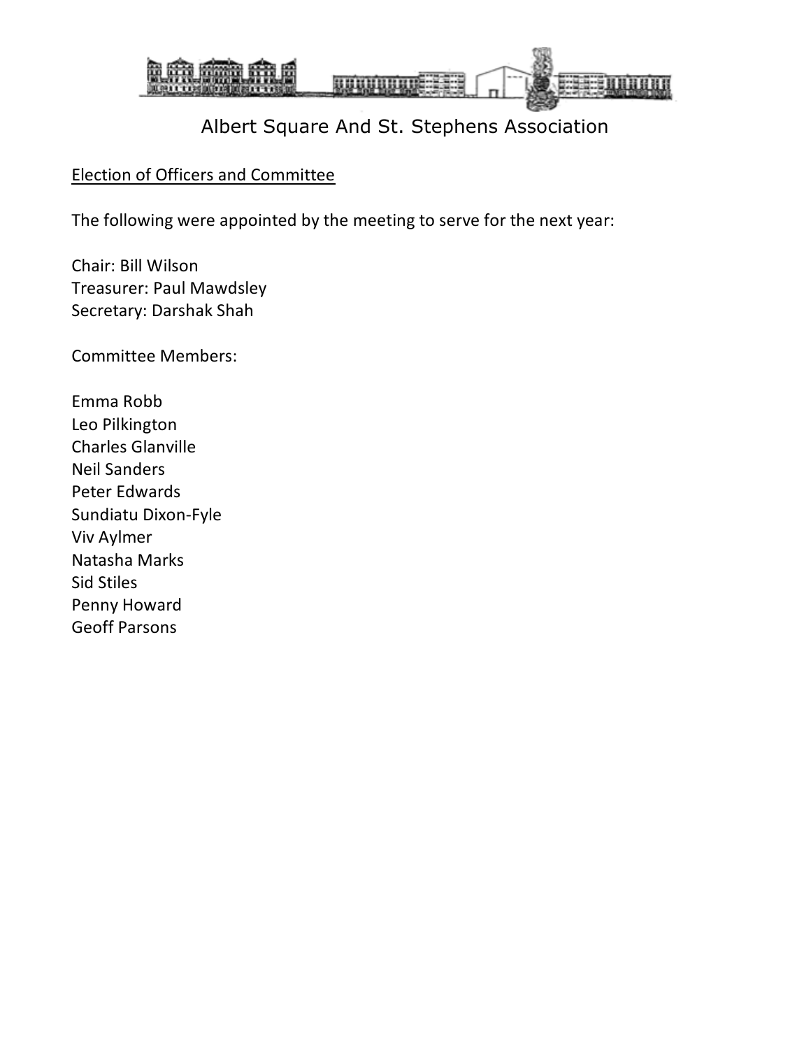Albert Square And St. Stephens Association

Election of Officers and Committee

The following were appointed by the meeting to serve for the next year:

Chair: Bill Wilson
Treasurer: Paul Mawdsley
Secretary: Darshak Shah

Committee Members:

Emma Robb
Leo Pilkington
Charles Glanville
Neil Sanders
Peter Edwards
Sundiatu Dixon-Fyle
Viv Aylmer
Natasha Marks
Sid Stiles
Penny Howard
Geoff Parsons